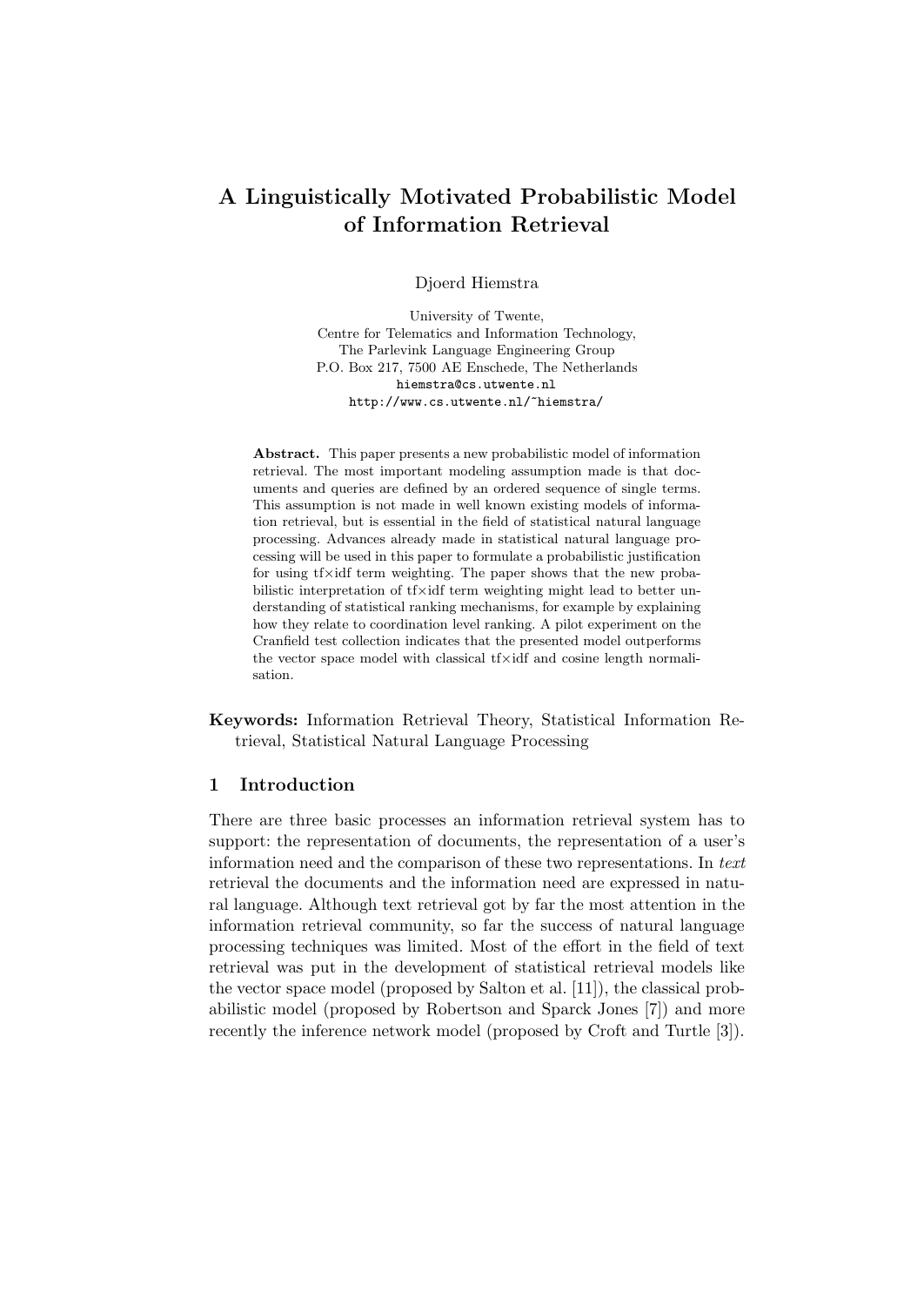# A Linguistically Motivated Probabilistic Model of Information Retrieval

Djoerd Hiemstra

University of Twente,
Centre for Telematics and Information Technology,
The Parlevink Language Engineering Group
P.O. Box 217, 7500 AE Enschede, The Netherlands
hiemstra@cs.utwente.nl
http://www.cs.utwente.nl/~hiemstra/

**Abstract.** This paper presents a new probabilistic model of information retrieval. The most important modeling assumption made is that documents and queries are defined by an ordered sequence of single terms. This assumption is not made in well known existing models of information retrieval, but is essential in the field of statistical natural language processing. Advances already made in statistical natural language processing will be used in this paper to formulate a probabilistic justification for using tf×idf term weighting. The paper shows that the new probabilistic interpretation of tf×idf term weighting might lead to better understanding of statistical ranking mechanisms, for example by explaining how they relate to coordination level ranking. A pilot experiment on the Cranfield test collection indicates that the presented model outperforms the vector space model with classical tf×idf and cosine length normalisation.

**Keywords:** Information Retrieval Theory, Statistical Information Retrieval, Statistical Natural Language Processing

## 1 Introduction

There are three basic processes an information retrieval system has to support: the representation of documents, the representation of a user's information need and the comparison of these two representations. In *text* retrieval the documents and the information need are expressed in natural language. Although text retrieval got by far the most attention in the information retrieval community, so far the success of natural language processing techniques was limited. Most of the effort in the field of text retrieval was put in the development of statistical retrieval models like the vector space model (proposed by Salton et al. [11]), the classical probabilistic model (proposed by Robertson and Sparck Jones [7]) and more recently the inference network model (proposed by Croft and Turtle [3]).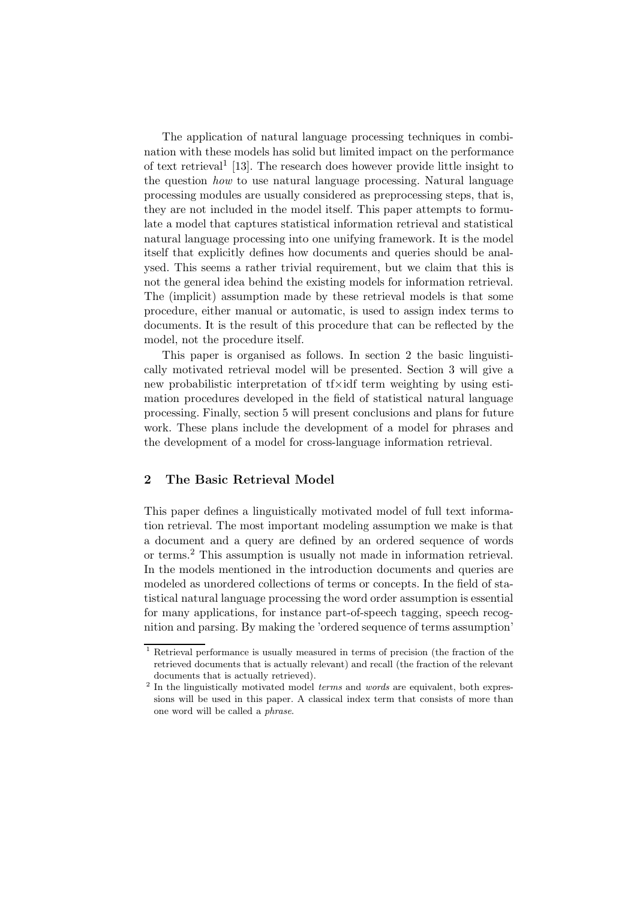The application of natural language processing techniques in combination with these models has solid but limited impact on the performance of text retrieval[1] [13]. The research does however provide little insight to the question *how* to use natural language processing. Natural language processing modules are usually considered as preprocessing steps, that is, they are not included in the model itself. This paper attempts to formulate a model that captures statistical information retrieval and statistical natural language processing into one unifying framework. It is the model itself that explicitly defines how documents and queries should be analysed. This seems a rather trivial requirement, but we claim that this is not the general idea behind the existing models for information retrieval. The (implicit) assumption made by these retrieval models is that some procedure, either manual or automatic, is used to assign index terms to documents. It is the result of this procedure that can be reflected by the model, not the procedure itself.

This paper is organised as follows. In section 2 the basic linguistically motivated retrieval model will be presented. Section 3 will give a new probabilistic interpretation of tf$\times$idf term weighting by using estimation procedures developed in the field of statistical natural language processing. Finally, section 5 will present conclusions and plans for future work. These plans include the development of a model for phrases and the development of a model for cross-language information retrieval.

## 2 The Basic Retrieval Model

This paper defines a linguistically motivated model of full text information retrieval. The most important modeling assumption we make is that a document and a query are defined by an ordered sequence of words or terms.[2] This assumption is usually not made in information retrieval. In the models mentioned in the introduction documents and queries are modeled as unordered collections of terms or concepts. In the field of statistical natural language processing the word order assumption is essential for many applications, for instance part-of-speech tagging, speech recognition and parsing. By making the 'ordered sequence of terms assumption'

---

[1] Retrieval performance is usually measured in terms of precision (the fraction of the retrieved documents that is actually relevant) and recall (the fraction of the relevant documents that is actually retrieved).

[2] In the linguistically motivated model *terms* and *words* are equivalent, both expressions will be used in this paper. A classical index term that consists of more than one word will be called a *phrase*.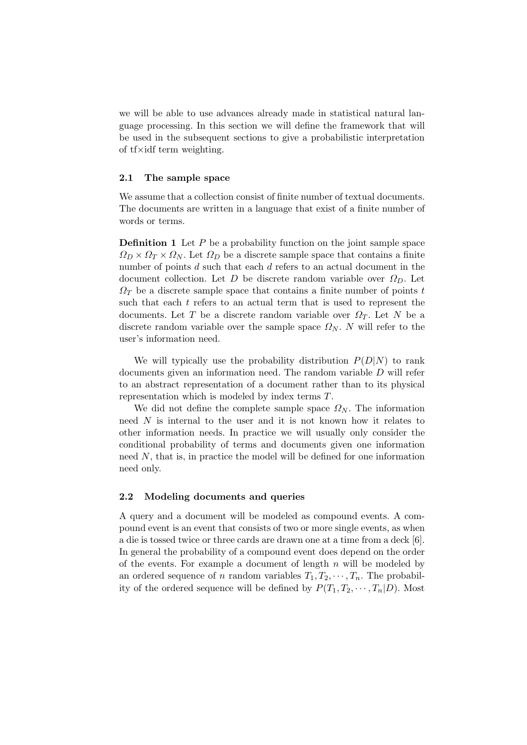we will be able to use advances already made in statistical natural language processing. In this section we will define the framework that will be used in the subsequent sections to give a probabilistic interpretation of tf×idf term weighting.

### 2.1 The sample space

We assume that a collection consist of finite number of textual documents. The documents are written in a language that exist of a finite number of words or terms.

**Definition 1** Let $P$ be a probability function on the joint sample space $\Omega_D \times \Omega_T \times \Omega_N$. Let $\Omega_D$ be a discrete sample space that contains a finite number of points $d$ such that each $d$ refers to an actual document in the document collection. Let $D$ be discrete random variable over $\Omega_D$. Let $\Omega_T$ be a discrete sample space that contains a finite number of points $t$ such that each $t$ refers to an actual term that is used to represent the documents. Let $T$ be a discrete random variable over $\Omega_T$. Let $N$ be a discrete random variable over the sample space $\Omega_N$. $N$ will refer to the user's information need.

We will typically use the probability distribution $P(D|N)$ to rank documents given an information need. The random variable $D$ will refer to an abstract representation of a document rather than to its physical representation which is modeled by index terms $T$.

We did not define the complete sample space $\Omega_N$. The information need $N$ is internal to the user and it is not known how it relates to other information needs. In practice we will usually only consider the conditional probability of terms and documents given one information need $N$, that is, in practice the model will be defined for one information need only.

### 2.2 Modeling documents and queries

A query and a document will be modeled as compound events. A compound event is an event that consists of two or more single events, as when a die is tossed twice or three cards are drawn one at a time from a deck [6]. In general the probability of a compound event does depend on the order of the events. For example a document of length $n$ will be modeled by an ordered sequence of $n$ random variables $T_1, T_2, \cdots, T_n$. The probability of the ordered sequence will be defined by $P(T_1, T_2, \cdots, T_n|D)$. Most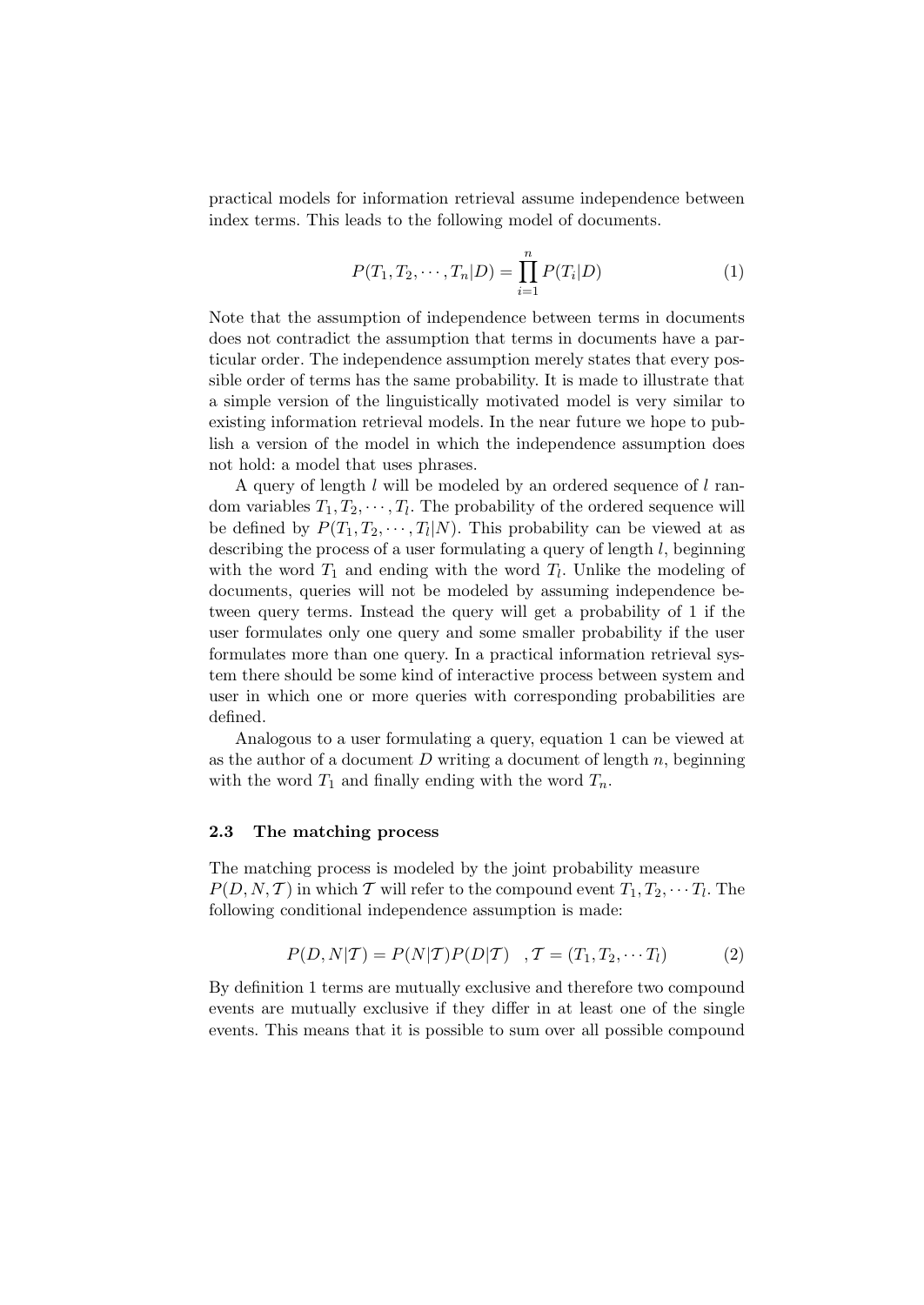practical models for information retrieval assume independence between index terms. This leads to the following model of documents.

$$P(T_1, T_2, \cdots, T_n|D) = \prod_{i=1}^{n} P(T_i|D) \tag{1}$$

Note that the assumption of independence between terms in documents does not contradict the assumption that terms in documents have a particular order. The independence assumption merely states that every possible order of terms has the same probability. It is made to illustrate that a simple version of the linguistically motivated model is very similar to existing information retrieval models. In the near future we hope to publish a version of the model in which the independence assumption does not hold: a model that uses phrases.

A query of length $l$ will be modeled by an ordered sequence of $l$ random variables $T_1, T_2, \cdots, T_l$. The probability of the ordered sequence will be defined by $P(T_1, T_2, \cdots, T_l|N)$. This probability can be viewed at as describing the process of a user formulating a query of length $l$, beginning with the word $T_1$ and ending with the word $T_l$. Unlike the modeling of documents, queries will not be modeled by assuming independence between query terms. Instead the query will get a probability of 1 if the user formulates only one query and some smaller probability if the user formulates more than one query. In a practical information retrieval system there should be some kind of interactive process between system and user in which one or more queries with corresponding probabilities are defined.

Analogous to a user formulating a query, equation 1 can be viewed at as the author of a document $D$ writing a document of length $n$, beginning with the word $T_1$ and finally ending with the word $T_n$.

### 2.3 The matching process

The matching process is modeled by the joint probability measure $P(D, N, \mathcal{T})$ in which $\mathcal{T}$ will refer to the compound event $T_1, T_2, \cdots T_l$. The following conditional independence assumption is made:

$$P(D, N|\mathcal{T}) = P(N|\mathcal{T})P(D|\mathcal{T}) \quad , \mathcal{T} = (T_1, T_2, \cdots T_l) \tag{2}$$

By definition 1 terms are mutually exclusive and therefore two compound events are mutually exclusive if they differ in at least one of the single events. This means that it is possible to sum over all possible compound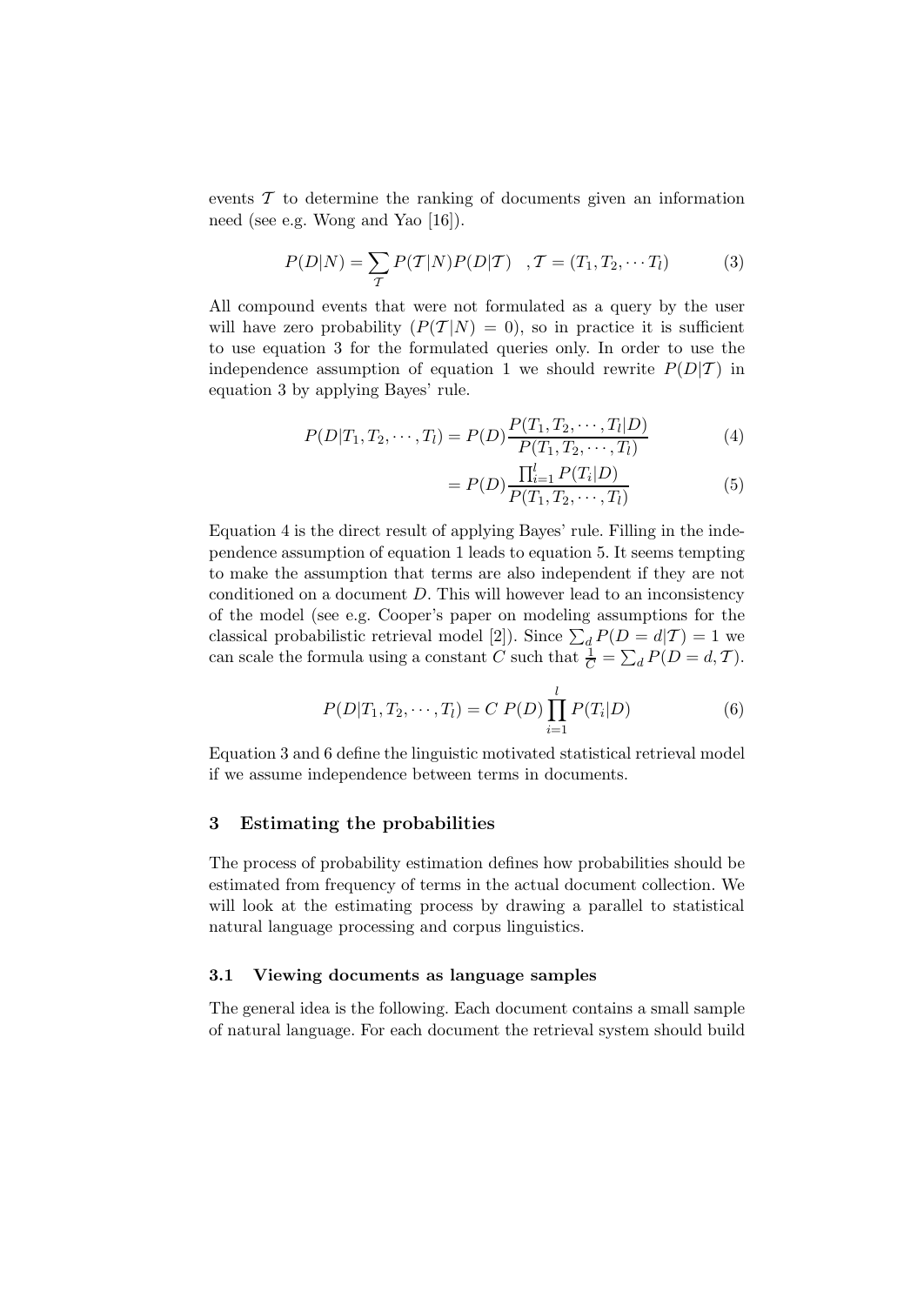events $\mathcal{T}$ to determine the ranking of documents given an information need (see e.g. Wong and Yao [16]).

$$P(D|N) = \sum_{\mathcal{T}} P(\mathcal{T}|N) P(D|\mathcal{T}) \quad , \mathcal{T} = (T_1, T_2, \cdots T_l) \tag{3}$$

All compound events that were not formulated as a query by the user will have zero probability ($P(\mathcal{T}|N) = 0$), so in practice it is sufficient to use equation 3 for the formulated queries only. In order to use the independence assumption of equation 1 we should rewrite $P(D|\mathcal{T})$ in equation 3 by applying Bayes' rule.

$$P(D|T_1, T_2, \cdots, T_l) = P(D) \frac{P(T_1, T_2, \cdots, T_l|D)}{P(T_1, T_2, \cdots, T_l)} \tag{4}$$

$$= P(D) \frac{\prod_{i=1}^{l} P(T_i|D)}{P(T_1, T_2, \cdots, T_l)} \tag{5}$$

Equation 4 is the direct result of applying Bayes' rule. Filling in the independence assumption of equation 1 leads to equation 5. It seems tempting to make the assumption that terms are also independent if they are not conditioned on a document $D$. This will however lead to an inconsistency of the model (see e.g. Cooper's paper on modeling assumptions for the classical probabilistic retrieval model [2]). Since $\sum_d P(D = d|\mathcal{T}) = 1$ we can scale the formula using a constant $C$ such that $\frac{1}{C} = \sum_d P(D = d, \mathcal{T})$.

$$P(D|T_1, T_2, \cdots, T_l) = C \; P(D) \prod_{i=1}^{l} P(T_i|D) \tag{6}$$

Equation 3 and 6 define the linguistic motivated statistical retrieval model if we assume independence between terms in documents.

## 3 Estimating the probabilities

The process of probability estimation defines how probabilities should be estimated from frequency of terms in the actual document collection. We will look at the estimating process by drawing a parallel to statistical natural language processing and corpus linguistics.

### 3.1 Viewing documents as language samples

The general idea is the following. Each document contains a small sample of natural language. For each document the retrieval system should build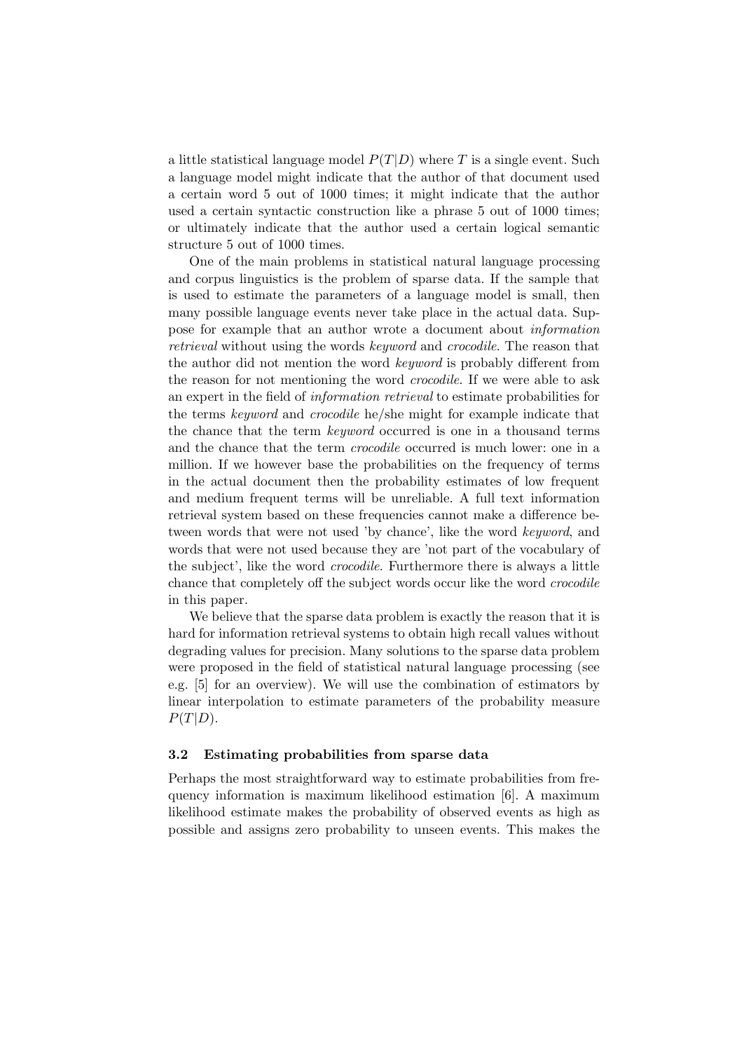a little statistical language model $P(T|D)$ where $T$ is a single event. Such a language model might indicate that the author of that document used a certain word 5 out of 1000 times; it might indicate that the author used a certain syntactic construction like a phrase 5 out of 1000 times; or ultimately indicate that the author used a certain logical semantic structure 5 out of 1000 times.

One of the main problems in statistical natural language processing and corpus linguistics is the problem of sparse data. If the sample that is used to estimate the parameters of a language model is small, then many possible language events never take place in the actual data. Suppose for example that an author wrote a document about *information retrieval* without using the words *keyword* and *crocodile*. The reason that the author did not mention the word *keyword* is probably different from the reason for not mentioning the word *crocodile*. If we were able to ask an expert in the field of *information retrieval* to estimate probabilities for the terms *keyword* and *crocodile* he/she might for example indicate that the chance that the term *keyword* occurred is one in a thousand terms and the chance that the term *crocodile* occurred is much lower: one in a million. If we however base the probabilities on the frequency of terms in the actual document then the probability estimates of low frequent and medium frequent terms will be unreliable. A full text information retrieval system based on these frequencies cannot make a difference between words that were not used 'by chance', like the word *keyword*, and words that were not used because they are 'not part of the vocabulary of the subject', like the word *crocodile*. Furthermore there is always a little chance that completely off the subject words occur like the word *crocodile* in this paper.

We believe that the sparse data problem is exactly the reason that it is hard for information retrieval systems to obtain high recall values without degrading values for precision. Many solutions to the sparse data problem were proposed in the field of statistical natural language processing (see e.g. [5] for an overview). We will use the combination of estimators by linear interpolation to estimate parameters of the probability measure $P(T|D)$.

### 3.2 Estimating probabilities from sparse data

Perhaps the most straightforward way to estimate probabilities from frequency information is maximum likelihood estimation [6]. A maximum likelihood estimate makes the probability of observed events as high as possible and assigns zero probability to unseen events. This makes the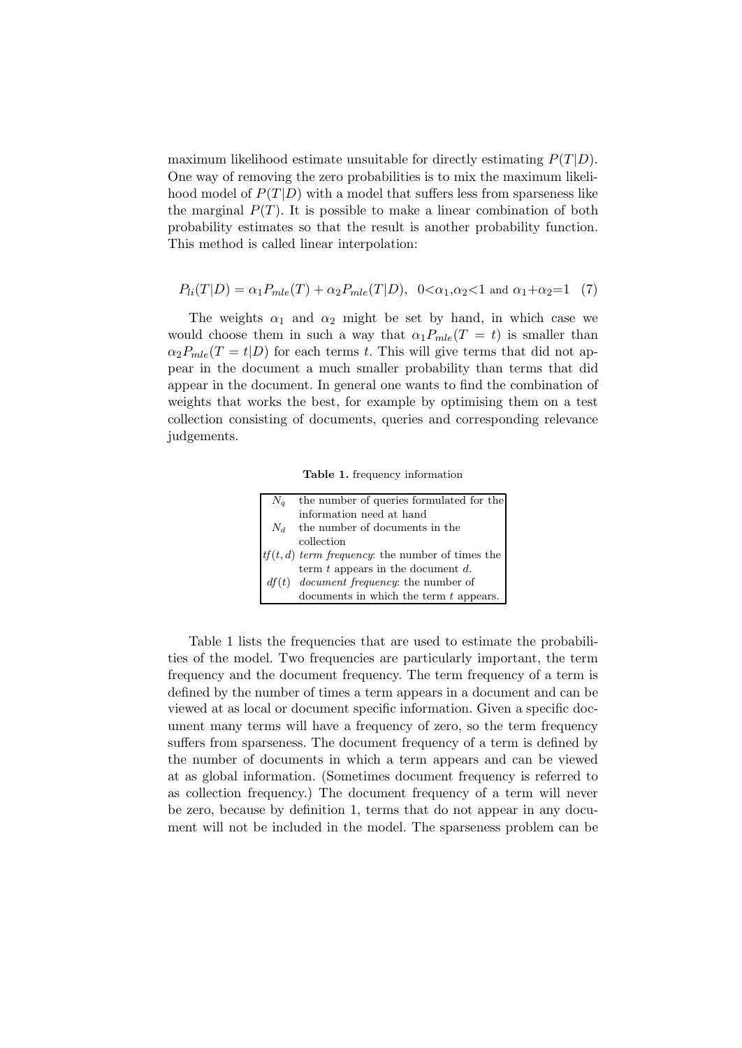maximum likelihood estimate unsuitable for directly estimating $P(T|D)$. One way of removing the zero probabilities is to mix the maximum likelihood model of $P(T|D)$ with a model that suffers less from sparseness like the marginal $P(T)$. It is possible to make a linear combination of both probability estimates so that the result is another probability function. This method is called linear interpolation:

$$P_{li}(T|D) = \alpha_1 P_{mle}(T) + \alpha_2 P_{mle}(T|D), \quad 0<\alpha_1,\alpha_2<1 \text{ and } \alpha_1+\alpha_2=1 \quad (7)$$

The weights $\alpha_1$ and $\alpha_2$ might be set by hand, in which case we would choose them in such a way that $\alpha_1 P_{mle}(T = t)$ is smaller than $\alpha_2 P_{mle}(T = t|D)$ for each terms $t$. This will give terms that did not appear in the document a much smaller probability than terms that did appear in the document. In general one wants to find the combination of weights that works the best, for example by optimising them on a test collection consisting of documents, queries and corresponding relevance judgements.

**Table 1.** frequency information

| | |
|---|---|
| $N_q$ | the number of queries formulated for the information need at hand |
| $N_d$ | the number of documents in the collection |
| $tf(t,d)$ | *term frequency*: the number of times the term $t$ appears in the document $d$. |
| $df(t)$ | *document frequency*: the number of documents in which the term $t$ appears. |

Table 1 lists the frequencies that are used to estimate the probabilities of the model. Two frequencies are particularly important, the term frequency and the document frequency. The term frequency of a term is defined by the number of times a term appears in a document and can be viewed at as local or document specific information. Given a specific document many terms will have a frequency of zero, so the term frequency suffers from sparseness. The document frequency of a term is defined by the number of documents in which a term appears and can be viewed at as global information. (Sometimes document frequency is referred to as collection frequency.) The document frequency of a term will never be zero, because by definition 1, terms that do not appear in any document will not be included in the model. The sparseness problem can be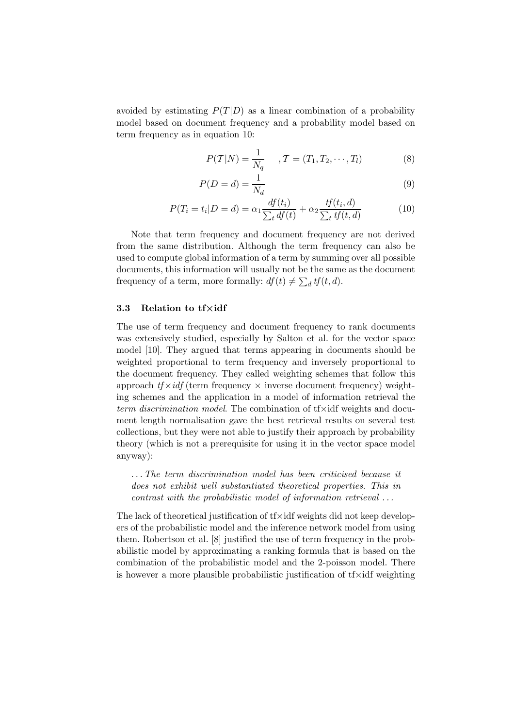avoided by estimating $P(T|D)$ as a linear combination of a probability model based on document frequency and a probability model based on term frequency as in equation 10:

$$P(\mathcal{T}|N) = \frac{1}{N_q} \quad , \mathcal{T} = (T_1, T_2, \cdots, T_l) \tag{8}$$

$$P(D = d) = \frac{1}{N_d} \tag{9}$$

$$P(T_i = t_i|D = d) = \alpha_1 \frac{df(t_i)}{\sum_t df(t)} + \alpha_2 \frac{tf(t_i, d)}{\sum_t tf(t, d)} \tag{10}$$

Note that term frequency and document frequency are not derived from the same distribution. Although the term frequency can also be used to compute global information of a term by summing over all possible documents, this information will usually not be the same as the document frequency of a term, more formally: $df(t) \neq \sum_d tf(t, d)$.

### 3.3 Relation to tf×idf

The use of term frequency and document frequency to rank documents was extensively studied, especially by Salton et al. for the vector space model [10]. They argued that terms appearing in documents should be weighted proportional to term frequency and inversely proportional to the document frequency. They called weighting schemes that follow this approach *tf×idf* (term frequency × inverse document frequency) weighting schemes and the application in a model of information retrieval the *term discrimination model*. The combination of tf×idf weights and document length normalisation gave the best retrieval results on several test collections, but they were not able to justify their approach by probability theory (which is not a prerequisite for using it in the vector space model anyway):

> *... The term discrimination model has been criticised because it does not exhibit well substantiated theoretical properties. This in contrast with the probabilistic model of information retrieval ...*

The lack of theoretical justification of tf×idf weights did not keep developers of the probabilistic model and the inference network model from using them. Robertson et al. [8] justified the use of term frequency in the probabilistic model by approximating a ranking formula that is based on the combination of the probabilistic model and the 2-poisson model. There is however a more plausible probabilistic justification of tf×idf weighting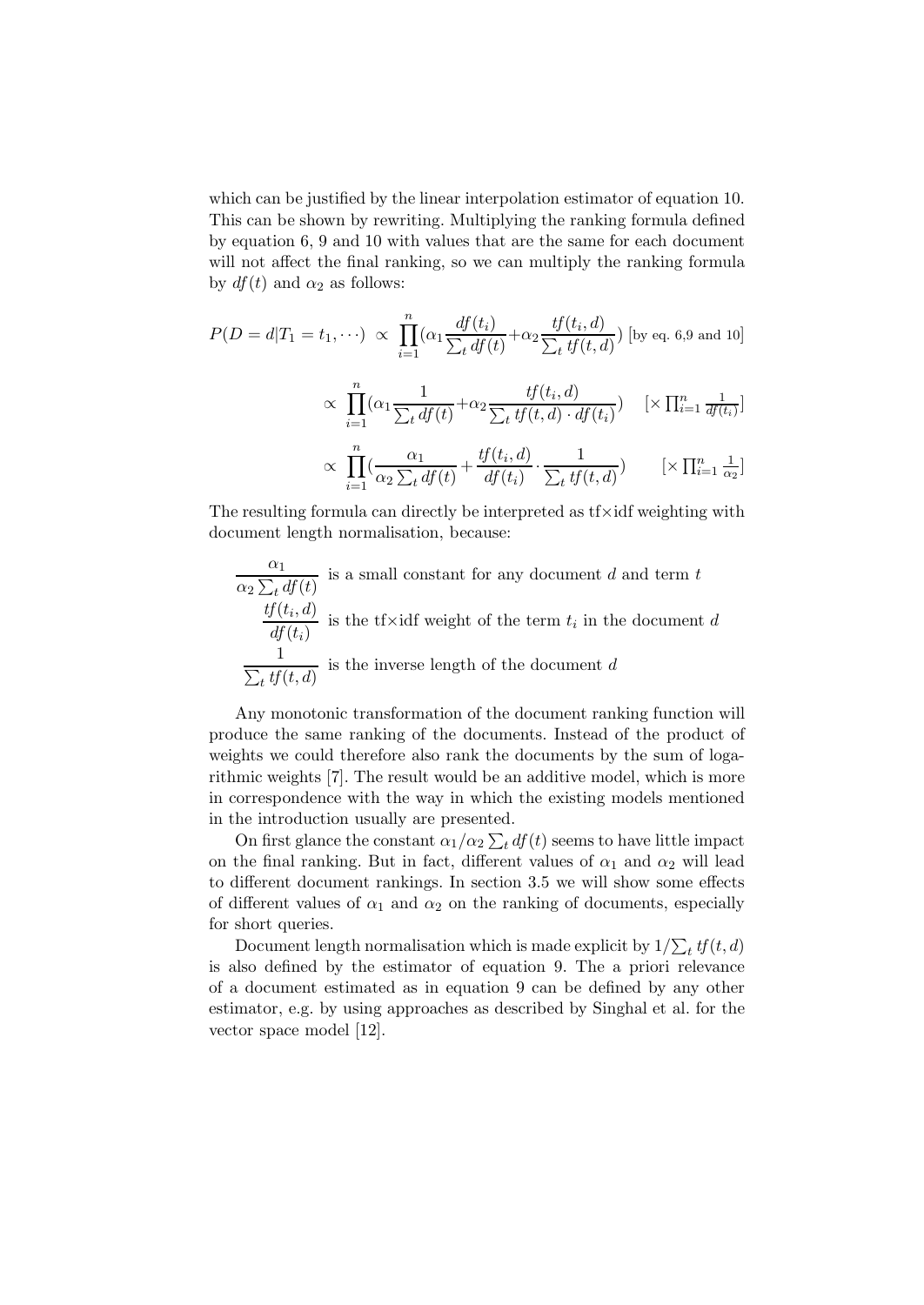which can be justified by the linear interpolation estimator of equation 10. This can be shown by rewriting. Multiplying the ranking formula defined by equation 6, 9 and 10 with values that are the same for each document will not affect the final ranking, so we can multiply the ranking formula by $df(t)$ and $\alpha_2$ as follows:

$$
\begin{aligned}
P(D = d | T_1 = t_1, \cdots) &\propto \prod_{i=1}^{n} (\alpha_1 \frac{df(t_i)}{\sum_t df(t)} + \alpha_2 \frac{tf(t_i, d)}{\sum_t tf(t, d)}) \quad \text{[by eq. 6,9 and 10]} \\
&\propto \prod_{i=1}^{n} (\alpha_1 \frac{1}{\sum_t df(t)} + \alpha_2 \frac{tf(t_i, d)}{\sum_t tf(t, d) \cdot df(t_i)}) \quad [\times \textstyle\prod_{i=1}^{n} \frac{1}{df(t_i)}] \\
&\propto \prod_{i=1}^{n} (\frac{\alpha_1}{\alpha_2 \sum_t df(t)} + \frac{tf(t_i, d)}{df(t_i)} \cdot \frac{1}{\sum_t tf(t, d)}) \quad [\times \textstyle\prod_{i=1}^{n} \frac{1}{\alpha_2}]
\end{aligned}
$$

The resulting formula can directly be interpreted as tf×idf weighting with document length normalisation, because:

$\dfrac{\alpha_1}{\alpha_2 \sum_t df(t)}$ is a small constant for any document $d$ and term $t$

$\dfrac{tf(t_i, d)}{df(t_i)}$ is the tf×idf weight of the term $t_i$ in the document $d$

$\dfrac{1}{\sum_t tf(t, d)}$ is the inverse length of the document $d$

Any monotonic transformation of the document ranking function will produce the same ranking of the documents. Instead of the product of weights we could therefore also rank the documents by the sum of logarithmic weights [7]. The result would be an additive model, which is more in correspondence with the way in which the existing models mentioned in the introduction usually are presented.

On first glance the constant $\alpha_1/\alpha_2 \sum_t df(t)$ seems to have little impact on the final ranking. But in fact, different values of $\alpha_1$ and $\alpha_2$ will lead to different document rankings. In section 3.5 we will show some effects of different values of $\alpha_1$ and $\alpha_2$ on the ranking of documents, especially for short queries.

Document length normalisation which is made explicit by $1/\sum_t tf(t, d)$ is also defined by the estimator of equation 9. The a priori relevance of a document estimated as in equation 9 can be defined by any other estimator, e.g. by using approaches as described by Singhal et al. for the vector space model [12].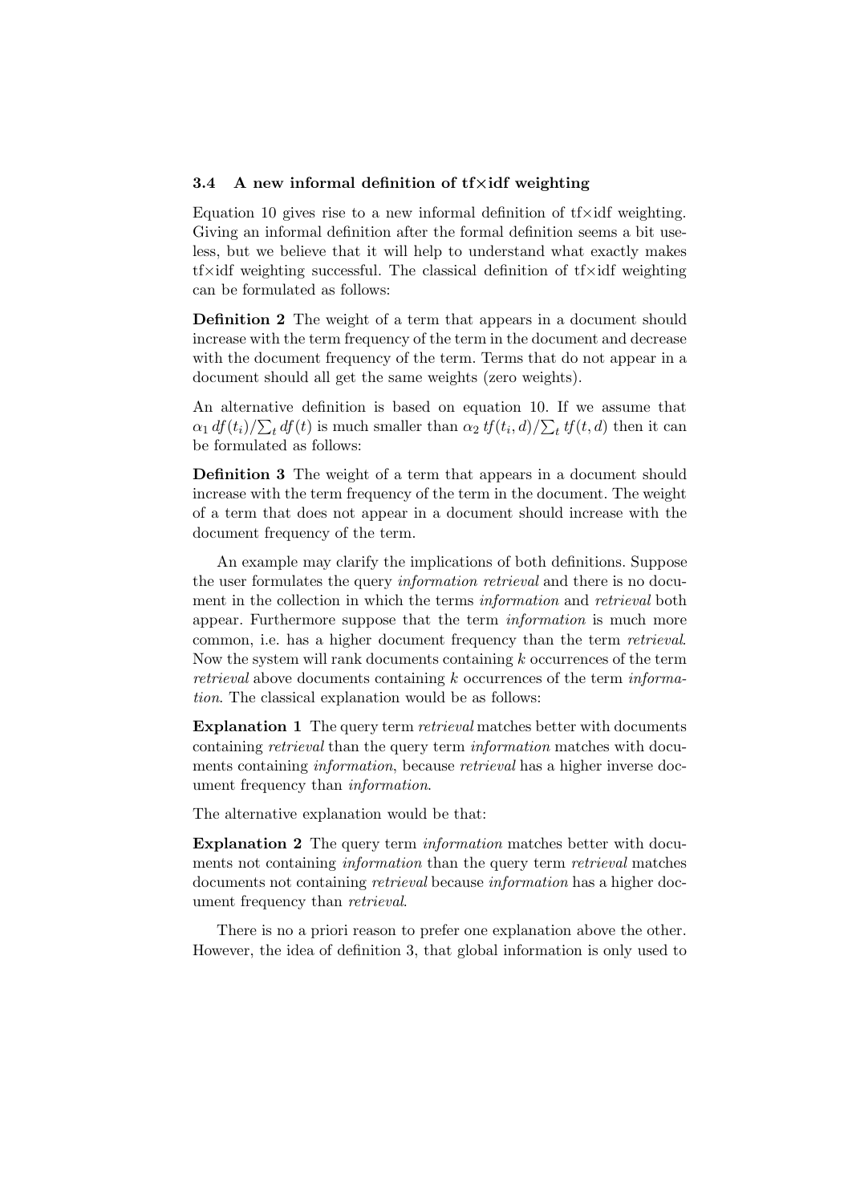### 3.4 A new informal definition of tf×idf weighting

Equation 10 gives rise to a new informal definition of tf×idf weighting. Giving an informal definition after the formal definition seems a bit useless, but we believe that it will help to understand what exactly makes tf×idf weighting successful. The classical definition of tf×idf weighting can be formulated as follows:

**Definition 2** The weight of a term that appears in a document should increase with the term frequency of the term in the document and decrease with the document frequency of the term. Terms that do not appear in a document should all get the same weights (zero weights).

An alternative definition is based on equation 10. If we assume that $\alpha_1\, df(t_i)/\sum_t df(t)$ is much smaller than $\alpha_2\, tf(t_i, d)/\sum_t tf(t, d)$ then it can be formulated as follows:

**Definition 3** The weight of a term that appears in a document should increase with the term frequency of the term in the document. The weight of a term that does not appear in a document should increase with the document frequency of the term.

An example may clarify the implications of both definitions. Suppose the user formulates the query *information retrieval* and there is no document in the collection in which the terms *information* and *retrieval* both appear. Furthermore suppose that the term *information* is much more common, i.e. has a higher document frequency than the term *retrieval*. Now the system will rank documents containing $k$ occurrences of the term *retrieval* above documents containing $k$ occurrences of the term *information*. The classical explanation would be as follows:

**Explanation 1** The query term *retrieval* matches better with documents containing *retrieval* than the query term *information* matches with documents containing *information*, because *retrieval* has a higher inverse document frequency than *information*.

The alternative explanation would be that:

**Explanation 2** The query term *information* matches better with documents not containing *information* than the query term *retrieval* matches documents not containing *retrieval* because *information* has a higher document frequency than *retrieval*.

There is no a priori reason to prefer one explanation above the other. However, the idea of definition 3, that global information is only used to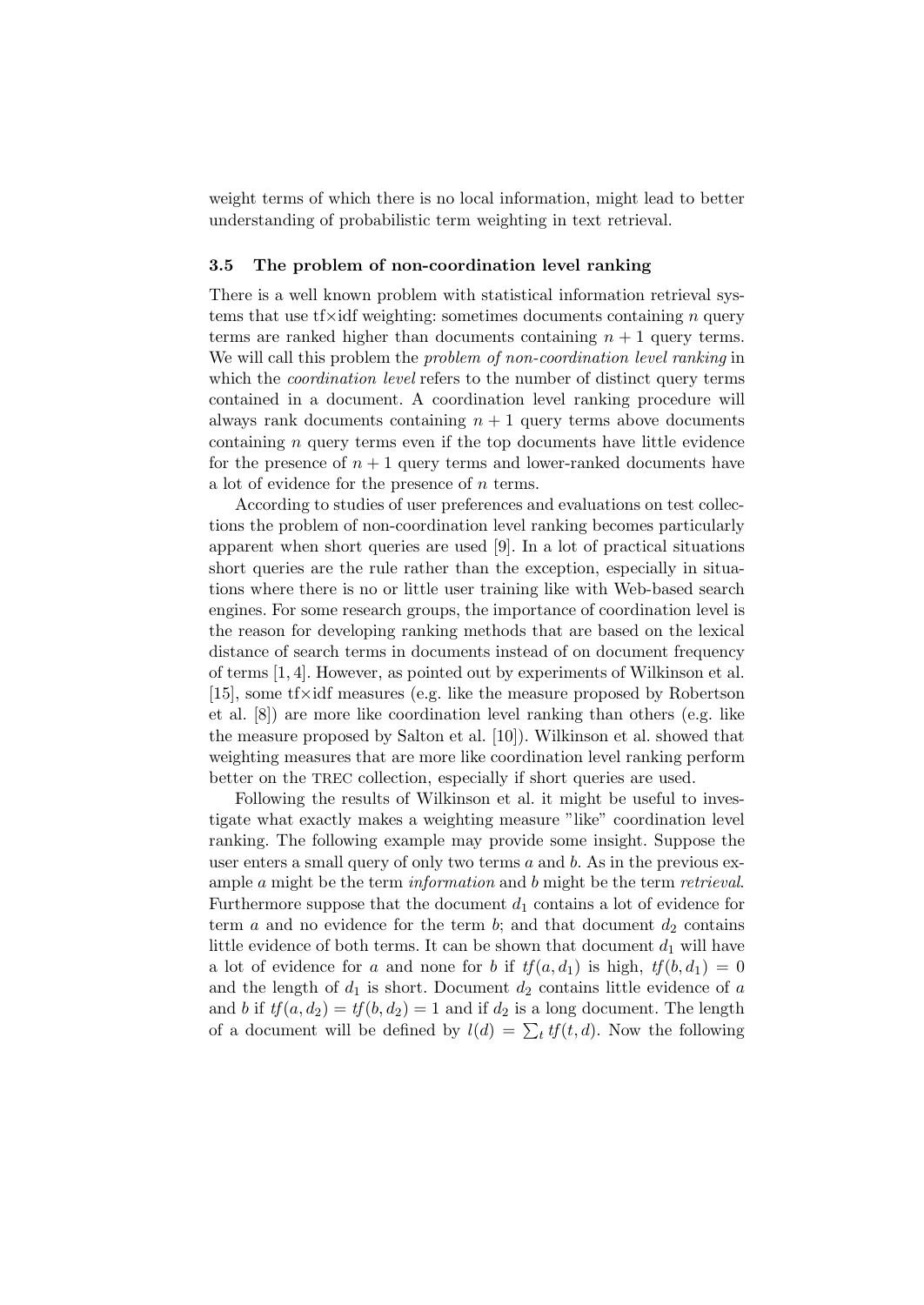weight terms of which there is no local information, might lead to better understanding of probabilistic term weighting in text retrieval.

### 3.5 The problem of non-coordination level ranking

There is a well known problem with statistical information retrieval systems that use tf×idf weighting: sometimes documents containing $n$ query terms are ranked higher than documents containing $n+1$ query terms. We will call this problem the *problem of non-coordination level ranking* in which the *coordination level* refers to the number of distinct query terms contained in a document. A coordination level ranking procedure will always rank documents containing $n+1$ query terms above documents containing $n$ query terms even if the top documents have little evidence for the presence of $n+1$ query terms and lower-ranked documents have a lot of evidence for the presence of $n$ terms.

According to studies of user preferences and evaluations on test collections the problem of non-coordination level ranking becomes particularly apparent when short queries are used [9]. In a lot of practical situations short queries are the rule rather than the exception, especially in situations where there is no or little user training like with Web-based search engines. For some research groups, the importance of coordination level is the reason for developing ranking methods that are based on the lexical distance of search terms in documents instead of on document frequency of terms [1, 4]. However, as pointed out by experiments of Wilkinson et al. [15], some tf×idf measures (e.g. like the measure proposed by Robertson et al. [8]) are more like coordination level ranking than others (e.g. like the measure proposed by Salton et al. [10]). Wilkinson et al. showed that weighting measures that are more like coordination level ranking perform better on the TREC collection, especially if short queries are used.

Following the results of Wilkinson et al. it might be useful to investigate what exactly makes a weighting measure "like" coordination level ranking. The following example may provide some insight. Suppose the user enters a small query of only two terms $a$ and $b$. As in the previous example $a$ might be the term *information* and $b$ might be the term *retrieval*. Furthermore suppose that the document $d_1$ contains a lot of evidence for term $a$ and no evidence for the term $b$; and that document $d_2$ contains little evidence of both terms. It can be shown that document $d_1$ will have a lot of evidence for $a$ and none for $b$ if $tf(a, d_1)$ is high, $tf(b, d_1) = 0$ and the length of $d_1$ is short. Document $d_2$ contains little evidence of $a$ and $b$ if $tf(a, d_2) = tf(b, d_2) = 1$ and if $d_2$ is a long document. The length of a document will be defined by $l(d) = \sum_t tf(t, d)$. Now the following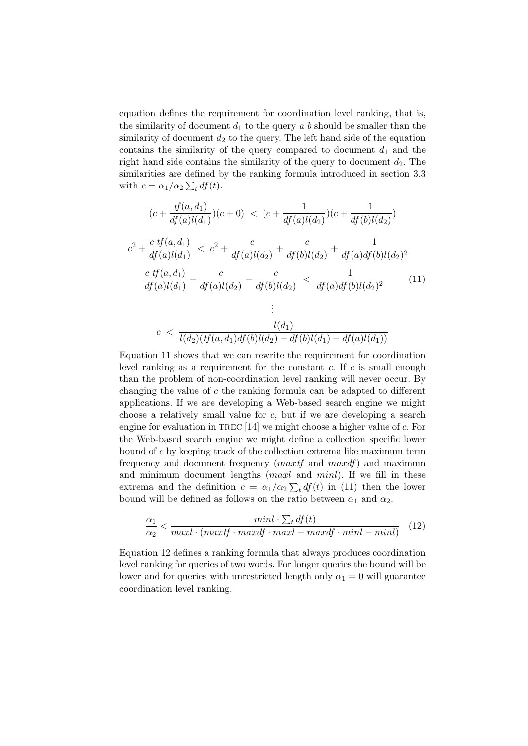equation defines the requirement for coordination level ranking, that is, the similarity of document $d_1$ to the query $a\ b$ should be smaller than the similarity of document $d_2$ to the query. The left hand side of the equation contains the similarity of the query compared to document $d_1$ and the right hand side contains the similarity of the query to document $d_2$. The similarities are defined by the ranking formula introduced in section 3.3 with $c = \alpha_1/\alpha_2 \sum_t df(t)$.

$$
\begin{aligned}
(c + \frac{tf(a,d_1)}{df(a)l(d_1)})(c + 0) \;&<\; (c + \frac{1}{df(a)l(d_2)})(c + \frac{1}{df(b)l(d_2)}) \\
c^2 + \frac{c\ tf(a,d_1)}{df(a)l(d_1)} \;&<\; c^2 + \frac{c}{df(a)l(d_2)} + \frac{c}{df(b)l(d_2)} + \frac{1}{df(a)df(b)l(d_2)^2} \\
\frac{c\ tf(a,d_1)}{df(a)l(d_1)} - \frac{c}{df(a)l(d_2)} - \frac{c}{df(b)l(d_2)} \;&<\; \frac{1}{df(a)df(b)l(d_2)^2} \qquad (11) \\
&\vdots \\
c \;&<\; \frac{l(d_1)}{l(d_2)(tf(a,d_1)df(b)l(d_2) - df(b)l(d_1) - df(a)l(d_1))}
\end{aligned}
$$

Equation 11 shows that we can rewrite the requirement for coordination level ranking as a requirement for the constant $c$. If $c$ is small enough than the problem of non-coordination level ranking will never occur. By changing the value of $c$ the ranking formula can be adapted to different applications. If we are developing a Web-based search engine we might choose a relatively small value for $c$, but if we are developing a search engine for evaluation in TREC [14] we might choose a higher value of $c$. For the Web-based search engine we might define a collection specific lower bound of $c$ by keeping track of the collection extrema like maximum term frequency and document frequency ($maxtf$ and $maxdf$) and maximum and minimum document lengths ($maxl$ and $minl$). If we fill in these extrema and the definition $c = \alpha_1/\alpha_2 \sum_t df(t)$ in (11) then the lower bound will be defined as follows on the ratio between $\alpha_1$ and $\alpha_2$.

$$
\frac{\alpha_1}{\alpha_2} < \frac{minl \cdot \sum_t df(t)}{maxl \cdot (maxtf \cdot maxdf \cdot maxl - maxdf \cdot minl - minl)} \qquad (12)
$$

Equation 12 defines a ranking formula that always produces coordination level ranking for queries of two words. For longer queries the bound will be lower and for queries with unrestricted length only $\alpha_1 = 0$ will guarantee coordination level ranking.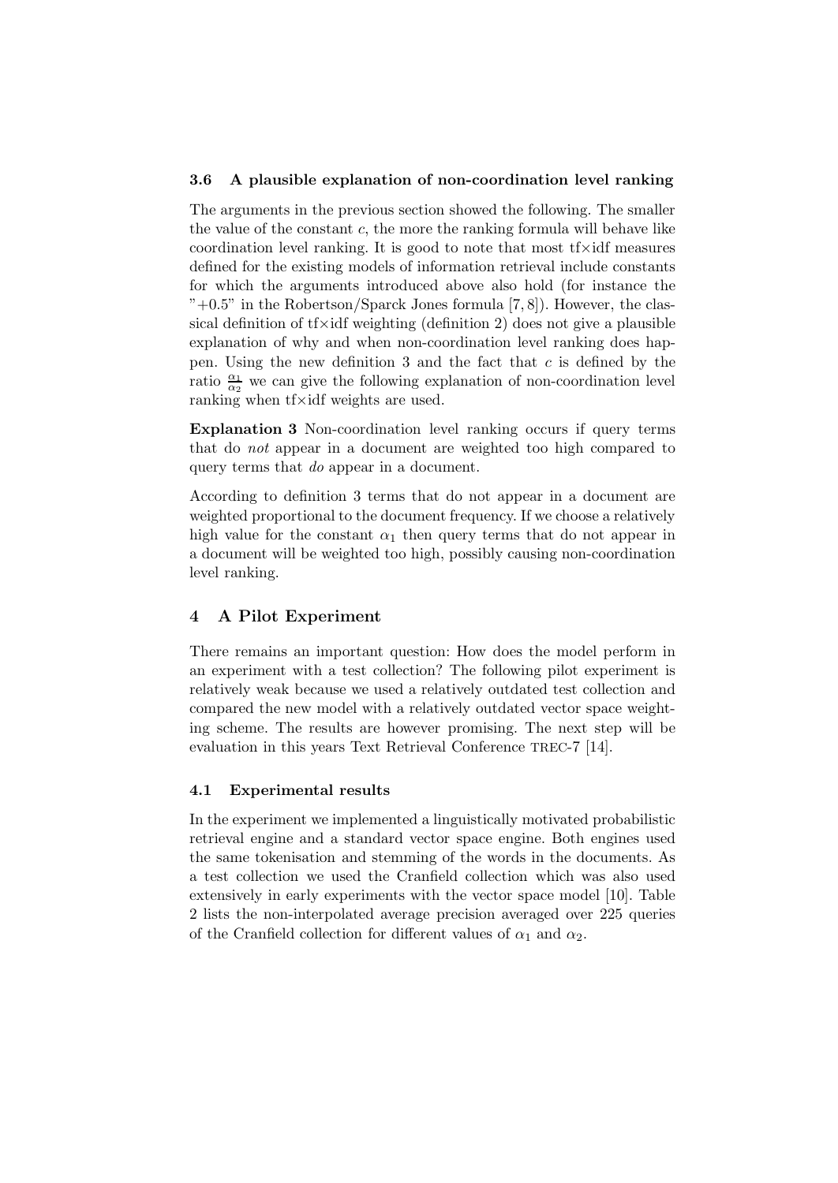### 3.6 A plausible explanation of non-coordination level ranking

The arguments in the previous section showed the following. The smaller the value of the constant $c$, the more the ranking formula will behave like coordination level ranking. It is good to note that most tf×idf measures defined for the existing models of information retrieval include constants for which the arguments introduced above also hold (for instance the "+0.5" in the Robertson/Sparck Jones formula [7, 8]). However, the classical definition of tf×idf weighting (definition 2) does not give a plausible explanation of why and when non-coordination level ranking does happen. Using the new definition 3 and the fact that $c$ is defined by the ratio $\frac{\alpha_1}{\alpha_2}$ we can give the following explanation of non-coordination level ranking when tf×idf weights are used.

**Explanation 3** Non-coordination level ranking occurs if query terms that do *not* appear in a document are weighted too high compared to query terms that *do* appear in a document.

According to definition 3 terms that do not appear in a document are weighted proportional to the document frequency. If we choose a relatively high value for the constant $\alpha_1$ then query terms that do not appear in a document will be weighted too high, possibly causing non-coordination level ranking.

## 4 A Pilot Experiment

There remains an important question: How does the model perform in an experiment with a test collection? The following pilot experiment is relatively weak because we used a relatively outdated test collection and compared the new model with a relatively outdated vector space weighting scheme. The results are however promising. The next step will be evaluation in this years Text Retrieval Conference TREC-7 [14].

### 4.1 Experimental results

In the experiment we implemented a linguistically motivated probabilistic retrieval engine and a standard vector space engine. Both engines used the same tokenisation and stemming of the words in the documents. As a test collection we used the Cranfield collection which was also used extensively in early experiments with the vector space model [10]. Table 2 lists the non-interpolated average precision averaged over 225 queries of the Cranfield collection for different values of $\alpha_1$ and $\alpha_2$.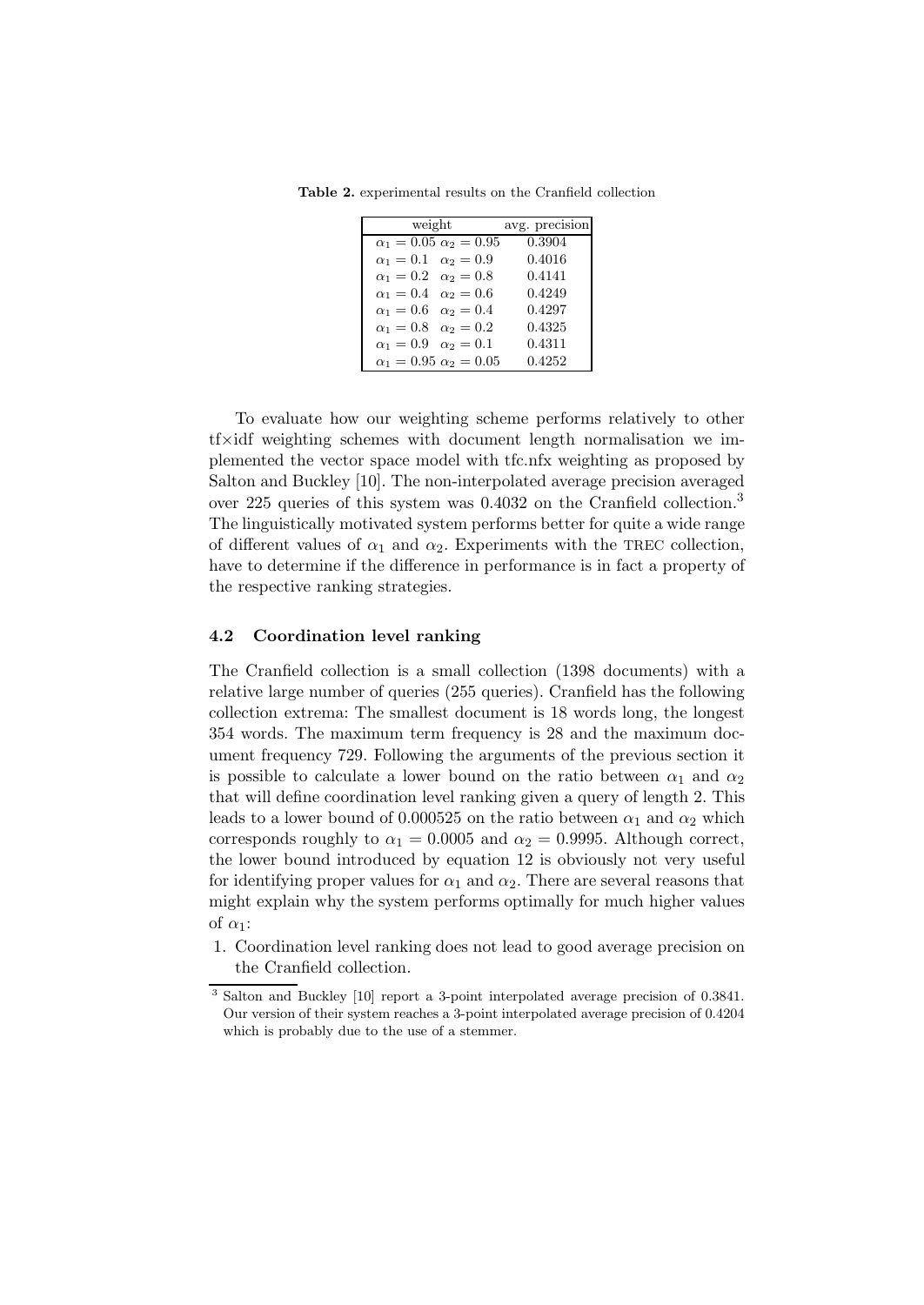**Table 2.** experimental results on the Cranfield collection

| weight | avg. precision |
|---|---|
| $\alpha_1 = 0.05$ $\alpha_2 = 0.95$ | 0.3904 |
| $\alpha_1 = 0.1$ $\alpha_2 = 0.9$ | 0.4016 |
| $\alpha_1 = 0.2$ $\alpha_2 = 0.8$ | 0.4141 |
| $\alpha_1 = 0.4$ $\alpha_2 = 0.6$ | 0.4249 |
| $\alpha_1 = 0.6$ $\alpha_2 = 0.4$ | 0.4297 |
| $\alpha_1 = 0.8$ $\alpha_2 = 0.2$ | 0.4325 |
| $\alpha_1 = 0.9$ $\alpha_2 = 0.1$ | 0.4311 |
| $\alpha_1 = 0.95$ $\alpha_2 = 0.05$ | 0.4252 |

To evaluate how our weighting scheme performs relatively to other tf×idf weighting schemes with document length normalisation we implemented the vector space model with tfc.nfx weighting as proposed by Salton and Buckley [10]. The non-interpolated average precision averaged over 225 queries of this system was 0.4032 on the Cranfield collection.[3] The linguistically motivated system performs better for quite a wide range of different values of $\alpha_1$ and $\alpha_2$. Experiments with the TREC collection, have to determine if the difference in performance is in fact a property of the respective ranking strategies.

### 4.2 Coordination level ranking

The Cranfield collection is a small collection (1398 documents) with a relative large number of queries (255 queries). Cranfield has the following collection extrema: The smallest document is 18 words long, the longest 354 words. The maximum term frequency is 28 and the maximum document frequency 729. Following the arguments of the previous section it is possible to calculate a lower bound on the ratio between $\alpha_1$ and $\alpha_2$ that will define coordination level ranking given a query of length 2. This leads to a lower bound of 0.000525 on the ratio between $\alpha_1$ and $\alpha_2$ which corresponds roughly to $\alpha_1 = 0.0005$ and $\alpha_2 = 0.9995$. Although correct, the lower bound introduced by equation 12 is obviously not very useful for identifying proper values for $\alpha_1$ and $\alpha_2$. There are several reasons that might explain why the system performs optimally for much higher values of $\alpha_1$:

1. Coordination level ranking does not lead to good average precision on the Cranfield collection.

[3] Salton and Buckley [10] report a 3-point interpolated average precision of 0.3841. Our version of their system reaches a 3-point interpolated average precision of 0.4204 which is probably due to the use of a stemmer.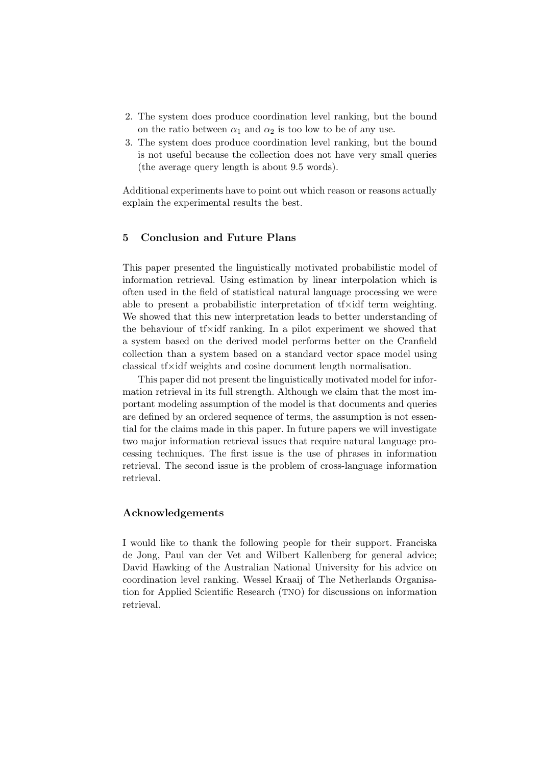2. The system does produce coordination level ranking, but the bound on the ratio between $\alpha_1$ and $\alpha_2$ is too low to be of any use.
3. The system does produce coordination level ranking, but the bound is not useful because the collection does not have very small queries (the average query length is about 9.5 words).

Additional experiments have to point out which reason or reasons actually explain the experimental results the best.

## 5 Conclusion and Future Plans

This paper presented the linguistically motivated probabilistic model of information retrieval. Using estimation by linear interpolation which is often used in the field of statistical natural language processing we were able to present a probabilistic interpretation of tf×idf term weighting. We showed that this new interpretation leads to better understanding of the behaviour of tf×idf ranking. In a pilot experiment we showed that a system based on the derived model performs better on the Cranfield collection than a system based on a standard vector space model using classical tf×idf weights and cosine document length normalisation.

This paper did not present the linguistically motivated model for information retrieval in its full strength. Although we claim that the most important modeling assumption of the model is that documents and queries are defined by an ordered sequence of terms, the assumption is not essential for the claims made in this paper. In future papers we will investigate two major information retrieval issues that require natural language processing techniques. The first issue is the use of phrases in information retrieval. The second issue is the problem of cross-language information retrieval.

## Acknowledgements

I would like to thank the following people for their support. Franciska de Jong, Paul van der Vet and Wilbert Kallenberg for general advice; David Hawking of the Australian National University for his advice on coordination level ranking. Wessel Kraaij of The Netherlands Organisation for Applied Scientific Research (TNO) for discussions on information retrieval.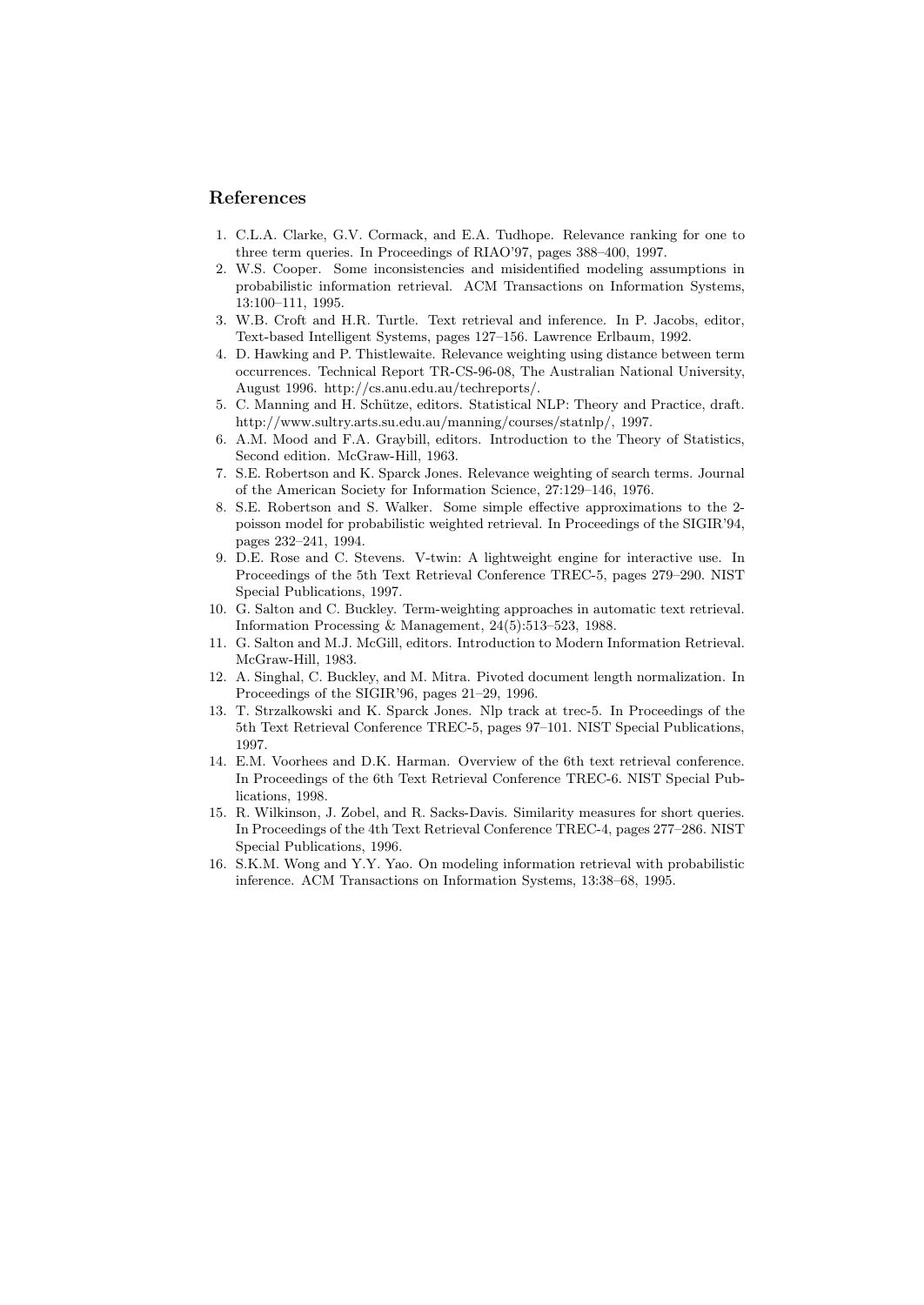## References

1. C.L.A. Clarke, G.V. Cormack, and E.A. Tudhope. Relevance ranking for one to three term queries. In Proceedings of RIAO'97, pages 388–400, 1997.
2. W.S. Cooper. Some inconsistencies and misidentified modeling assumptions in probabilistic information retrieval. ACM Transactions on Information Systems, 13:100–111, 1995.
3. W.B. Croft and H.R. Turtle. Text retrieval and inference. In P. Jacobs, editor, Text-based Intelligent Systems, pages 127–156. Lawrence Erlbaum, 1992.
4. D. Hawking and P. Thistlewaite. Relevance weighting using distance between term occurrences. Technical Report TR-CS-96-08, The Australian National University, August 1996. http://cs.anu.edu.au/techreports/.
5. C. Manning and H. Schütze, editors. Statistical NLP: Theory and Practice, draft. http://www.sultry.arts.su.edu.au/manning/courses/statnlp/, 1997.
6. A.M. Mood and F.A. Graybill, editors. Introduction to the Theory of Statistics, Second edition. McGraw-Hill, 1963.
7. S.E. Robertson and K. Sparck Jones. Relevance weighting of search terms. Journal of the American Society for Information Science, 27:129–146, 1976.
8. S.E. Robertson and S. Walker. Some simple effective approximations to the 2-poisson model for probabilistic weighted retrieval. In Proceedings of the SIGIR'94, pages 232–241, 1994.
9. D.E. Rose and C. Stevens. V-twin: A lightweight engine for interactive use. In Proceedings of the 5th Text Retrieval Conference TREC-5, pages 279–290. NIST Special Publications, 1997.
10. G. Salton and C. Buckley. Term-weighting approaches in automatic text retrieval. Information Processing & Management, 24(5):513–523, 1988.
11. G. Salton and M.J. McGill, editors. Introduction to Modern Information Retrieval. McGraw-Hill, 1983.
12. A. Singhal, C. Buckley, and M. Mitra. Pivoted document length normalization. In Proceedings of the SIGIR'96, pages 21–29, 1996.
13. T. Strzalkowski and K. Sparck Jones. Nlp track at trec-5. In Proceedings of the 5th Text Retrieval Conference TREC-5, pages 97–101. NIST Special Publications, 1997.
14. E.M. Voorhees and D.K. Harman. Overview of the 6th text retrieval conference. In Proceedings of the 6th Text Retrieval Conference TREC-6. NIST Special Publications, 1998.
15. R. Wilkinson, J. Zobel, and R. Sacks-Davis. Similarity measures for short queries. In Proceedings of the 4th Text Retrieval Conference TREC-4, pages 277–286. NIST Special Publications, 1996.
16. S.K.M. Wong and Y.Y. Yao. On modeling information retrieval with probabilistic inference. ACM Transactions on Information Systems, 13:38–68, 1995.